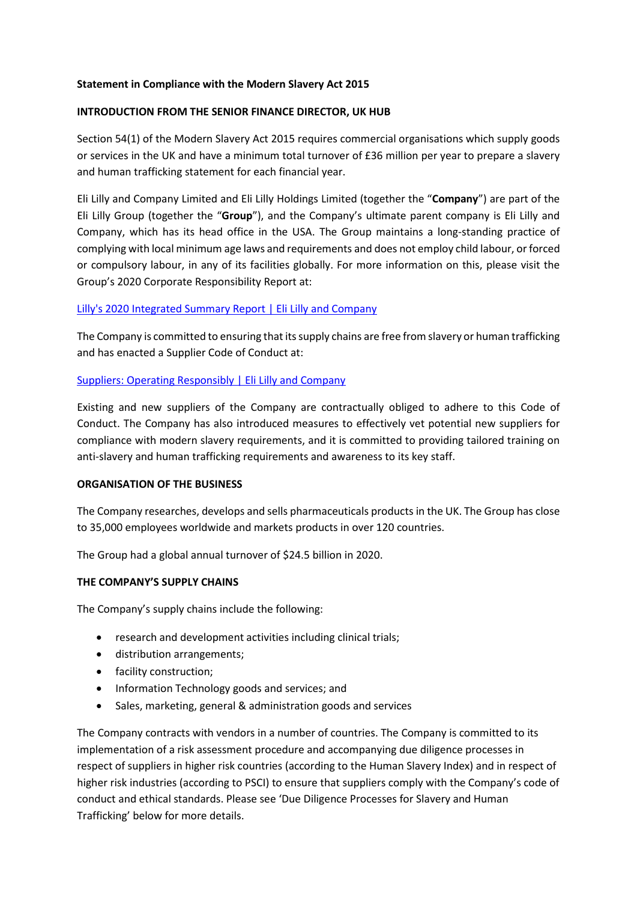**Statement in Compliance with the Modern Slavery Act 2015**

**INTRODUCTION FROM THE SENIOR FINANCE DIRECTOR, UK HUB**

Section 54(1) of the Modern Slavery Act 2015 requires commercial organisations which supply goods or services in the UK and have a minimum total turnover of £36 million per year to prepare a slavery and human trafficking statement for each financial year.

Eli Lilly and Company Limited and Eli Lilly Holdings Limited (together the "**Company**") are part of the Eli Lilly Group (together the "**Group**"), and the Company's ultimate parent company is Eli Lilly and Company, which has its head office in the USA. The Group maintains a long-standing practice of complying with local minimum age laws and requirements and does not employ child labour, or forced or compulsory labour, in any of its facilities globally. For more information on this, please visit the Group's 2020 Corporate Responsibility Report at:

Lilly's 2020 Integrated Summary Report | Eli Lilly and Company

The Company is committed to ensuring that its supply chains are free from slavery or human trafficking and has enacted a Supplier Code of Conduct at:

Suppliers: Operating Responsibly | Eli Lilly and Company

Existing and new suppliers of the Company are contractually obliged to adhere to this Code of Conduct. The Company has also introduced measures to effectively vet potential new suppliers for compliance with modern slavery requirements, and it is committed to providing tailored training on anti-slavery and human trafficking requirements and awareness to its key staff.

**ORGANISATION OF THE BUSINESS**

The Company researches, develops and sells pharmaceuticals products in the UK. The Group has close to 35,000 employees worldwide and markets products in over 120 countries.

The Group had a global annual turnover of $24.5 billion in 2020.

**THE COMPANY'S SUPPLY CHAINS**

The Company's supply chains include the following:

- research and development activities including clinical trials;
- distribution arrangements;
- facility construction;
- Information Technology goods and services; and
- Sales, marketing, general & administration goods and services

The Company contracts with vendors in a number of countries. The Company is committed to its implementation of a risk assessment procedure and accompanying due diligence processes in respect of suppliers in higher risk countries (according to the Human Slavery Index) and in respect of higher risk industries (according to PSCI) to ensure that suppliers comply with the Company's code of conduct and ethical standards. Please see 'Due Diligence Processes for Slavery and Human Trafficking' below for more details.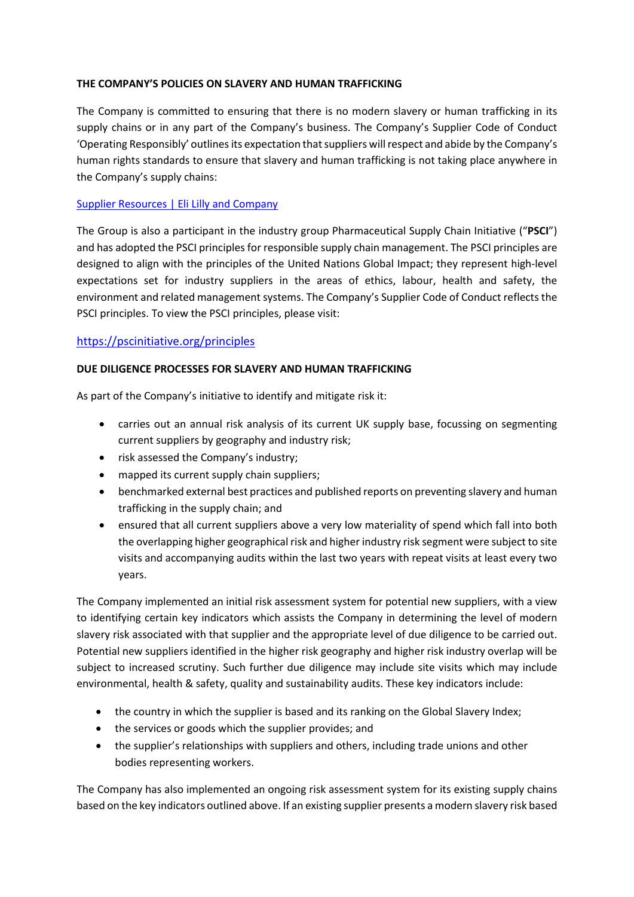**THE COMPANY'S POLICIES ON SLAVERY AND HUMAN TRAFFICKING**

The Company is committed to ensuring that there is no modern slavery or human trafficking in its supply chains or in any part of the Company's business. The Company's Supplier Code of Conduct 'Operating Responsibly' outlines its expectation that suppliers will respect and abide by the Company's human rights standards to ensure that slavery and human trafficking is not taking place anywhere in the Company's supply chains:

[Supplier Resources | Eli Lilly and Company]

The Group is also a participant in the industry group Pharmaceutical Supply Chain Initiative ("**PSCI**") and has adopted the PSCI principles for responsible supply chain management. The PSCI principles are designed to align with the principles of the United Nations Global Impact; they represent high-level expectations set for industry suppliers in the areas of ethics, labour, health and safety, the environment and related management systems. The Company's Supplier Code of Conduct reflects the PSCI principles. To view the PSCI principles, please visit:

https://pscinitiative.org/principles

**DUE DILIGENCE PROCESSES FOR SLAVERY AND HUMAN TRAFFICKING**

As part of the Company's initiative to identify and mitigate risk it:

- carries out an annual risk analysis of its current UK supply base, focussing on segmenting current suppliers by geography and industry risk;
- risk assessed the Company's industry;
- mapped its current supply chain suppliers;
- benchmarked external best practices and published reports on preventing slavery and human trafficking in the supply chain; and
- ensured that all current suppliers above a very low materiality of spend which fall into both the overlapping higher geographical risk and higher industry risk segment were subject to site visits and accompanying audits within the last two years with repeat visits at least every two years.

The Company implemented an initial risk assessment system for potential new suppliers, with a view to identifying certain key indicators which assists the Company in determining the level of modern slavery risk associated with that supplier and the appropriate level of due diligence to be carried out. Potential new suppliers identified in the higher risk geography and higher risk industry overlap will be subject to increased scrutiny. Such further due diligence may include site visits which may include environmental, health & safety, quality and sustainability audits. These key indicators include:

- the country in which the supplier is based and its ranking on the Global Slavery Index;
- the services or goods which the supplier provides; and
- the supplier's relationships with suppliers and others, including trade unions and other bodies representing workers.

The Company has also implemented an ongoing risk assessment system for its existing supply chains based on the key indicators outlined above. If an existing supplier presents a modern slavery risk based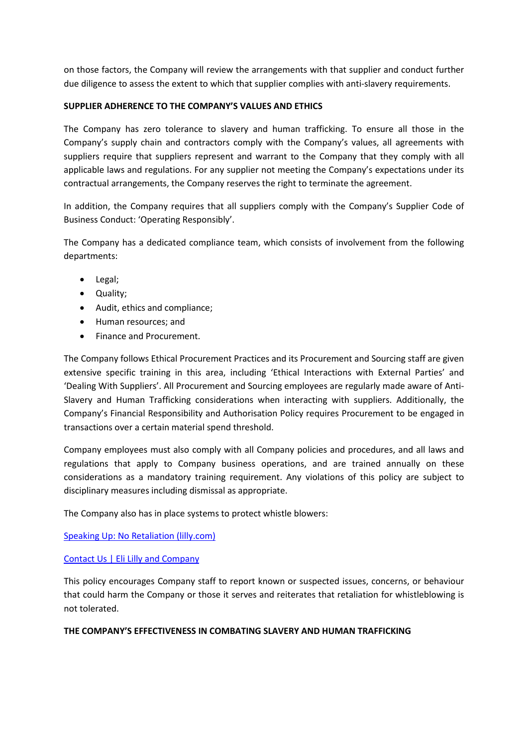on those factors, the Company will review the arrangements with that supplier and conduct further due diligence to assess the extent to which that supplier complies with anti-slavery requirements.

**SUPPLIER ADHERENCE TO THE COMPANY'S VALUES AND ETHICS**

The Company has zero tolerance to slavery and human trafficking. To ensure all those in the Company's supply chain and contractors comply with the Company's values, all agreements with suppliers require that suppliers represent and warrant to the Company that they comply with all applicable laws and regulations. For any supplier not meeting the Company's expectations under its contractual arrangements, the Company reserves the right to terminate the agreement.

In addition, the Company requires that all suppliers comply with the Company's Supplier Code of Business Conduct: 'Operating Responsibly'.

The Company has a dedicated compliance team, which consists of involvement from the following departments:

- Legal;
- Quality;
- Audit, ethics and compliance;
- Human resources; and
- Finance and Procurement.

The Company follows Ethical Procurement Practices and its Procurement and Sourcing staff are given extensive specific training in this area, including 'Ethical Interactions with External Parties' and 'Dealing With Suppliers'. All Procurement and Sourcing employees are regularly made aware of Anti-Slavery and Human Trafficking considerations when interacting with suppliers. Additionally, the Company's Financial Responsibility and Authorisation Policy requires Procurement to be engaged in transactions over a certain material spend threshold.

Company employees must also comply with all Company policies and procedures, and all laws and regulations that apply to Company business operations, and are trained annually on these considerations as a mandatory training requirement. Any violations of this policy are subject to disciplinary measures including dismissal as appropriate.

The Company also has in place systems to protect whistle blowers:

Speaking Up: No Retaliation (lilly.com)

Contact Us | Eli Lilly and Company

This policy encourages Company staff to report known or suspected issues, concerns, or behaviour that could harm the Company or those it serves and reiterates that retaliation for whistleblowing is not tolerated.

**THE COMPANY'S EFFECTIVENESS IN COMBATING SLAVERY AND HUMAN TRAFFICKING**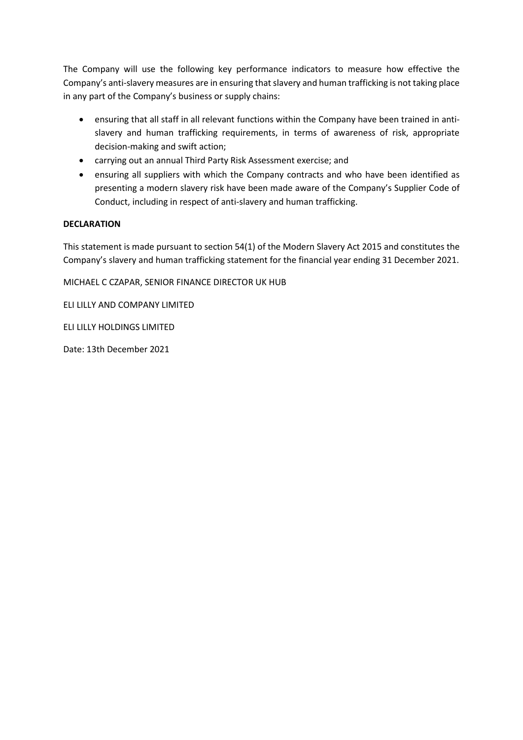The Company will use the following key performance indicators to measure how effective the Company's anti-slavery measures are in ensuring that slavery and human trafficking is not taking place in any part of the Company's business or supply chains:

- ensuring that all staff in all relevant functions within the Company have been trained in anti-slavery and human trafficking requirements, in terms of awareness of risk, appropriate decision-making and swift action;
- carrying out an annual Third Party Risk Assessment exercise; and
- ensuring all suppliers with which the Company contracts and who have been identified as presenting a modern slavery risk have been made aware of the Company's Supplier Code of Conduct, including in respect of anti-slavery and human trafficking.

**DECLARATION**

This statement is made pursuant to section 54(1) of the Modern Slavery Act 2015 and constitutes the Company's slavery and human trafficking statement for the financial year ending 31 December 2021.

MICHAEL C CZAPAR, SENIOR FINANCE DIRECTOR UK HUB

ELI LILLY AND COMPANY LIMITED

ELI LILLY HOLDINGS LIMITED

Date: 13th December 2021